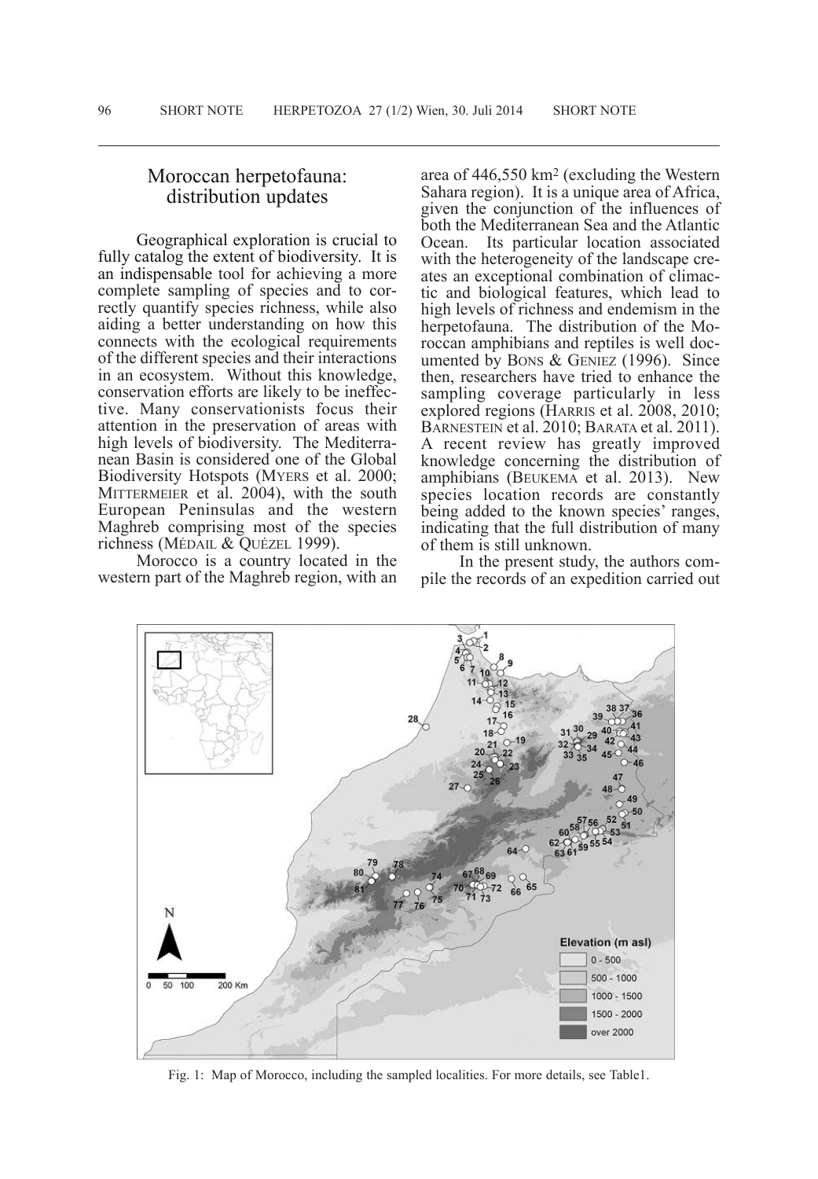# Moroccan herpetofauna: distribution updates

Geographical exploration is crucial to fully catalog the extent of biodiversity. It is an indispensable tool for achieving a more complete sampling of species and to correctly quantify species richness, while also aiding a better understanding on how this connects with the ecological requirements of the different species and their interactions in an ecosystem. Without this knowledge, conservation efforts are likely to be ineffective. Many conservationists focus their attention in the preservation of areas with high levels of biodiversity. The Mediterranean Basin is considered one of the Global Biodiversity Hotspots (MYERS et al. 2000; MITTERMEIER et al. 2004), with the south European Peninsulas and the western Maghreb comprising most of the species richness (MÉDAIL & QUÉZEL 1999).

Morocco is a country located in the western part of the Maghreb region, with an area of 446,550 km² (excluding the Western Sahara region). It is a unique area of Africa, given the conjunction of the influences of both the Mediterranean Sea and the Atlantic Ocean. Its particular location associated with the heterogeneity of the landscape creates an exceptional combination of climactic and biological features, which lead to high levels of richness and endemism in the herpetofauna. The distribution of the Moroccan amphibians and reptiles is well documented by BONS & GENIEZ (1996). Since then, researchers have tried to enhance the sampling coverage particularly in less explored regions (HARRIS et al. 2008, 2010; BARNESTEIN et al. 2010; BARATA et al. 2011). A recent review has greatly improved knowledge concerning the distribution of amphibians (BEUKEMA et al. 2013). New species location records are constantly being added to the known species' ranges, indicating that the full distribution of many of them is still unknown.

In the present study, the authors compile the records of an expedition carried out

Fig. 1: Map of Morocco, including the sampled localities. For more details, see Table1.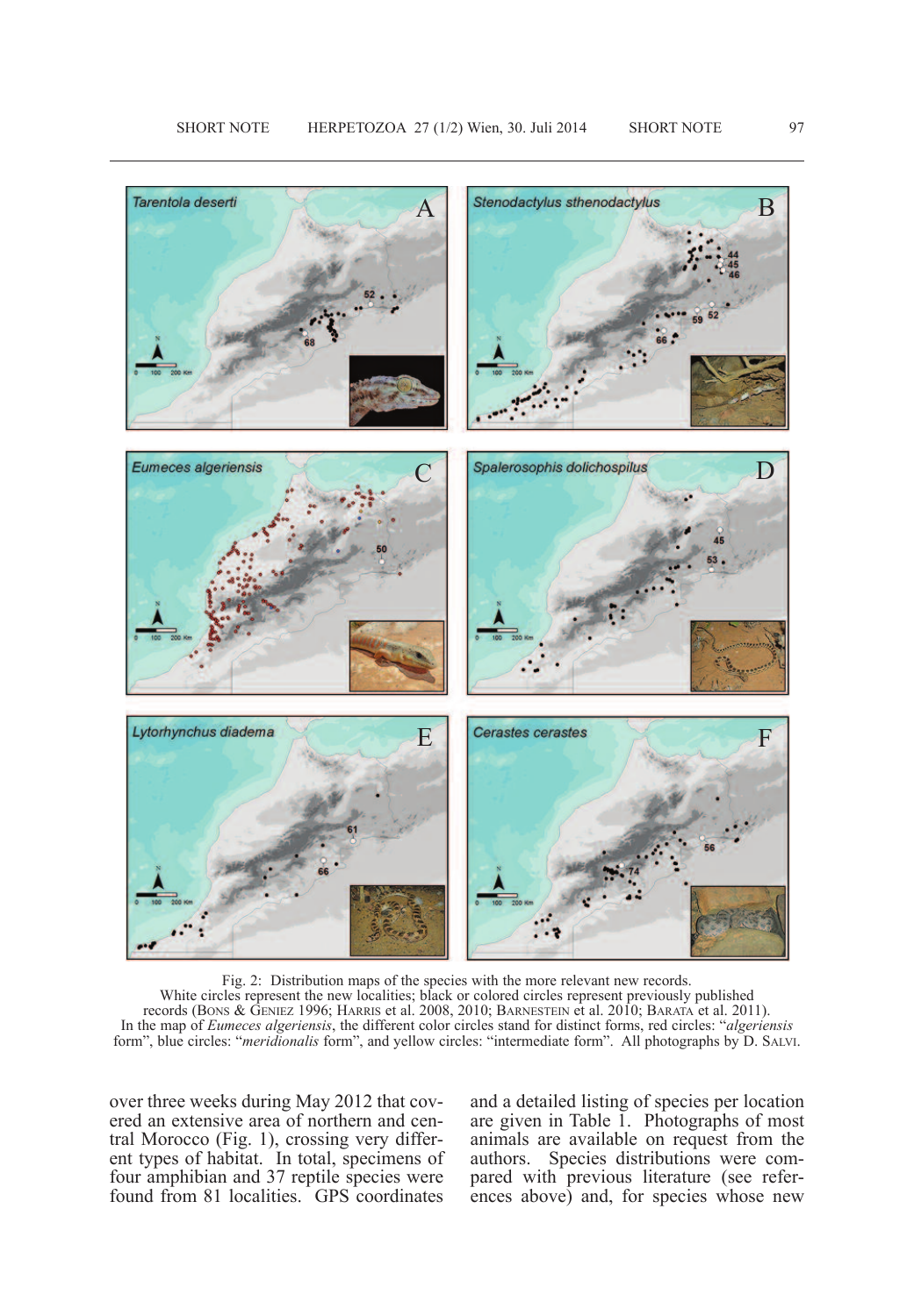Fig. 2: Distribution maps of the species with the more relevant new records.
White circles represent the new localities; black or colored circles represent previously published records (BONS & GENIEZ 1996; HARRIS et al. 2008, 2010; BARNESTEIN et al. 2010; BARATA et al. 2011).
In the map of *Eumeces algeriensis*, the different color circles stand for distinct forms, red circles: "*algeriensis* form", blue circles: "*meridionalis* form", and yellow circles: "intermediate form". All photographs by D. SALVI.

over three weeks during May 2012 that covered an extensive area of northern and central Morocco (Fig. 1), crossing very different types of habitat. In total, specimens of four amphibian and 37 reptile species were found from 81 localities. GPS coordinates and a detailed listing of species per location are given in Table 1. Photographs of most animals are available on request from the authors. Species distributions were compared with previous literature (see references above) and, for species whose new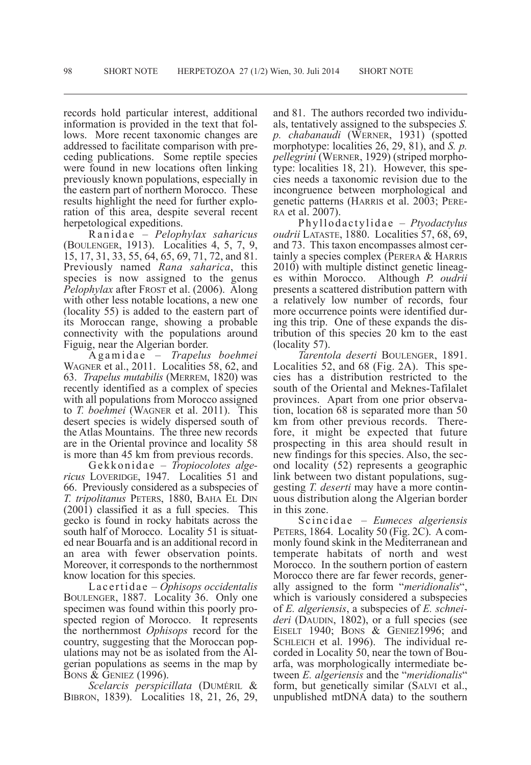records hold particular interest, additional information is provided in the text that follows. More recent taxonomic changes are addressed to facilitate comparison with preceding publications. Some reptile species were found in new locations often linking previously known populations, especially in the eastern part of northern Morocco. These results highlight the need for further exploration of this area, despite several recent herpetological expeditions.

Ranidae – *Pelophylax saharicus* (BOULENGER, 1913). Localities 4, 5, 7, 9, 15, 17, 31, 33, 55, 64, 65, 69, 71, 72, and 81. Previously named *Rana saharica*, this species is now assigned to the genus *Pelophylax* after FROST et al. (2006). Along with other less notable locations, a new one (locality 55) is added to the eastern part of its Moroccan range, showing a probable connectivity with the populations around Figuig, near the Algerian border.

Agamidae – *Trapelus boehmei* WAGNER et al., 2011. Localities 58, 62, and 63. *Trapelus mutabilis* (MERREM, 1820) was recently identified as a complex of species with all populations from Morocco assigned to *T. boehmei* (WAGNER et al. 2011). This desert species is widely dispersed south of the Atlas Mountains. The three new records are in the Oriental province and locality 58 is more than 45 km from previous records.

Gekkonidae – *Tropiocolotes algericus* LOVERIDGE, 1947. Localities 51 and 66. Previously considered as a subspecies of *T. tripolitanus* PETERS, 1880, BAHA EL DIN (2001) classified it as a full species. This gecko is found in rocky habitats across the south half of Morocco. Locality 51 is situated near Bouarfa and is an additional record in an area with fewer observation points. Moreover, it corresponds to the northernmost know location for this species.

Lacertidae – *Ophisops occidentalis* BOULENGER, 1887. Locality 36. Only one specimen was found within this poorly prospected region of Morocco. It represents the northernmost *Ophisops* record for the country, suggesting that the Moroccan populations may not be as isolated from the Algerian populations as seems in the map by BONS & GENIEZ (1996).

*Scelarcis perspicillata* (DUMÉRIL & BIBRON, 1839). Localities 18, 21, 26, 29, and 81. The authors recorded two individuals, tentatively assigned to the subspecies *S. p. chabanaudi* (WERNER, 1931) (spotted morphotype: localities 26, 29, 81), and *S. p. pellegrini* (WERNER, 1929) (striped morphotype: localities 18, 21). However, this species needs a taxonomic revision due to the incongruence between morphological and genetic patterns (HARRIS et al. 2003; PERERA et al. 2007).

Phyllodactylidae – *Ptyodactylus oudrii* LATASTE, 1880. Localities 57, 68, 69, and 73. This taxon encompasses almost certainly a species complex (PERERA & HARRIS 2010) with multiple distinct genetic lineages within Morocco. Although *P. oudrii* presents a scattered distribution pattern with a relatively low number of records, four more occurrence points were identified during this trip. One of these expands the distribution of this species 20 km to the east (locality 57).

*Tarentola deserti* BOULENGER, 1891. Localities 52, and 68 (Fig. 2A). This species has a distribution restricted to the south of the Oriental and Meknes-Tafilalet provinces. Apart from one prior observation, location 68 is separated more than 50 km from other previous records. Therefore, it might be expected that future prospecting in this area should result in new findings for this species. Also, the second locality (52) represents a geographic link between two distant populations, suggesting *T. deserti* may have a more continuous distribution along the Algerian border in this zone.

Scincidae – *Eumeces algeriensis* PETERS, 1864. Locality 50 (Fig. 2C). A commonly found skink in the Mediterranean and temperate habitats of north and west Morocco. In the southern portion of eastern Morocco there are far fewer records, generally assigned to the form "*meridionalis*", which is variously considered a subspecies of *E. algeriensis*, a subspecies of *E. schneideri* (DAUDIN, 1802), or a full species (see EISELT 1940; BONS & GENIEZ1996; and SCHLEICH et al. 1996). The individual recorded in Locality 50, near the town of Bouarfa, was morphologically intermediate between *E. algeriensis* and the "*meridionalis*" form, but genetically similar (SALVI et al., unpublished mtDNA data) to the southern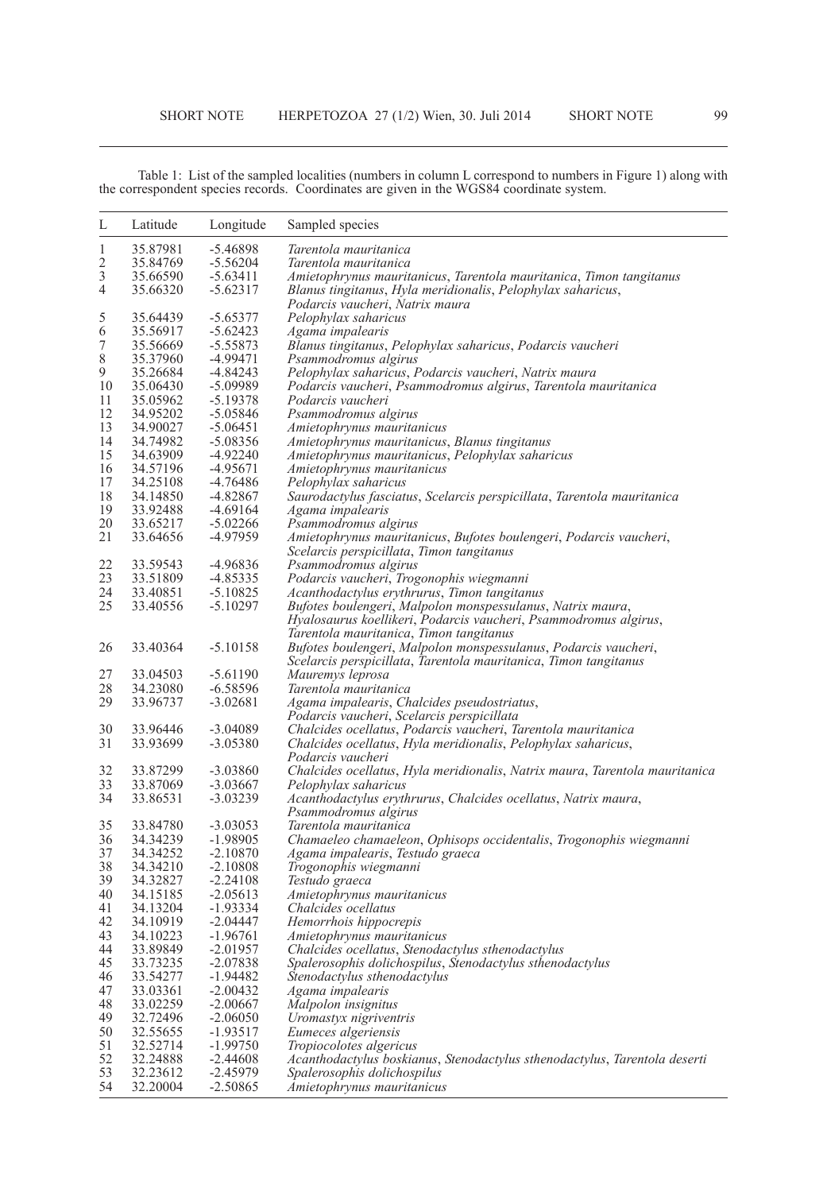Table 1: List of the sampled localities (numbers in column L correspond to numbers in Figure 1) along with the correspondent species records. Coordinates are given in the WGS84 coordinate system.

| L | Latitude | Longitude | Sampled species |
|---|---|---|---|
| 1 | 35.87981 | -5.46898 | *Tarentola mauritanica* |
| 2 | 35.84769 | -5.56204 | *Tarentola mauritanica* |
| 3 | 35.66590 | -5.63411 | *Amietophrynus mauritanicus*, *Tarentola mauritanica*, *Timon tangitanus* |
| 4 | 35.66320 | -5.62317 | *Blanus tingitanus*, *Hyla meridionalis*, *Pelophylax saharicus*, *Podarcis vaucheri*, *Natrix maura* |
| 5 | 35.64439 | -5.65377 | *Pelophylax saharicus* |
| 6 | 35.56917 | -5.62423 | *Agama impalearis* |
| 7 | 35.56669 | -5.55873 | *Blanus tingitanus*, *Pelophylax saharicus*, *Podarcis vaucheri* |
| 8 | 35.37960 | -4.99471 | *Psammodromus algirus* |
| 9 | 35.26684 | -4.84243 | *Pelophylax saharicus*, *Podarcis vaucheri*, *Natrix maura* |
| 10 | 35.06430 | -5.09989 | *Podarcis vaucheri*, *Psammodromus algirus*, *Tarentola mauritanica* |
| 11 | 35.05962 | -5.19378 | *Podarcis vaucheri* |
| 12 | 34.95202 | -5.05846 | *Psammodromus algirus* |
| 13 | 34.90027 | -5.06451 | *Amietophrynus mauritanicus* |
| 14 | 34.74982 | -5.08356 | *Amietophrynus mauritanicus*, *Blanus tingitanus* |
| 15 | 34.63909 | -4.92240 | *Amietophrynus mauritanicus*, *Pelophylax saharicus* |
| 16 | 34.57196 | -4.95671 | *Amietophrynus mauritanicus* |
| 17 | 34.25108 | -4.76486 | *Pelophylax saharicus* |
| 18 | 34.14850 | -4.82867 | *Saurodactylus fasciatus*, *Scelarcis perspicillata*, *Tarentola mauritanica* |
| 19 | 33.92488 | -4.69164 | *Agama impalearis* |
| 20 | 33.65217 | -5.02266 | *Psammodromus algirus* |
| 21 | 33.64656 | -4.97959 | *Amietophrynus mauritanicus*, *Bufotes boulengeri*, *Podarcis vaucheri*, *Scelarcis perspicillata*, *Timon tangitanus* |
| 22 | 33.59543 | -4.96836 | *Psammodromus algirus* |
| 23 | 33.51809 | -4.85335 | *Podarcis vaucheri*, *Trogonophis wiegmanni* |
| 24 | 33.40851 | -5.10825 | *Acanthodactylus erythrurus*, *Timon tangitanus* |
| 25 | 33.40556 | -5.10297 | *Bufotes boulengeri*, *Malpolon monspessulanus*, *Natrix maura*, *Hyalosaurus koellikeri*, *Podarcis vaucheri*, *Psammodromus algirus*, *Tarentola mauritanica*, *Timon tangitanus* |
| 26 | 33.40364 | -5.10158 | *Bufotes boulengeri*, *Malpolon monspessulanus*, *Podarcis vaucheri*, *Scelarcis perspicillata*, *Tarentola mauritanica*, *Timon tangitanus* |
| 27 | 33.04503 | -5.61190 | *Mauremys leprosa* |
| 28 | 34.23080 | -6.58596 | *Tarentola mauritanica* |
| 29 | 33.96737 | -3.02681 | *Agama impalearis*, *Chalcides pseudostriatus*, *Podarcis vaucheri*, *Scelarcis perspicillata* |
| 30 | 33.96446 | -3.04089 | *Chalcides ocellatus*, *Podarcis vaucheri*, *Tarentola mauritanica* |
| 31 | 33.93699 | -3.05380 | *Chalcides ocellatus*, *Hyla meridionalis*, *Pelophylax saharicus*, *Podarcis vaucheri* |
| 32 | 33.87299 | -3.03860 | *Chalcides ocellatus*, *Hyla meridionalis*, *Natrix maura*, *Tarentola mauritanica* |
| 33 | 33.87069 | -3.03667 | *Pelophylax saharicus* |
| 34 | 33.86531 | -3.03239 | *Acanthodactylus erythrurus*, *Chalcides ocellatus*, *Natrix maura*, *Psammodromus algirus* |
| 35 | 33.84780 | -3.03053 | *Tarentola mauritanica* |
| 36 | 34.34239 | -1.98905 | *Chamaeleo chamaeleon*, *Ophisops occidentalis*, *Trogonophis wiegmanni* |
| 37 | 34.34252 | -2.10870 | *Agama impalearis*, *Testudo graeca* |
| 38 | 34.34210 | -2.10808 | *Trogonophis wiegmanni* |
| 39 | 34.32827 | -2.24108 | *Testudo graeca* |
| 40 | 34.15185 | -2.05613 | *Amietophrynus mauritanicus* |
| 41 | 34.13204 | -1.93334 | *Chalcides ocellatus* |
| 42 | 34.10919 | -2.04447 | *Hemorrhois hippocrepis* |
| 43 | 34.10223 | -1.96761 | *Amietophrynus mauritanicus* |
| 44 | 33.89849 | -2.01957 | *Chalcides ocellatus*, *Stenodactylus sthenodactylus* |
| 45 | 33.73235 | -2.07838 | *Spalerosophis dolichospilus*, *Stenodactylus sthenodactylus* |
| 46 | 33.54277 | -1.94482 | *Stenodactylus sthenodactylus* |
| 47 | 33.03361 | -2.00432 | *Agama impalearis* |
| 48 | 33.02259 | -2.00667 | *Malpolon insignitus* |
| 49 | 32.72496 | -2.06050 | *Uromastyx nigriventris* |
| 50 | 32.55655 | -1.93517 | *Eumeces algeriensis* |
| 51 | 32.52714 | -1.99750 | *Tropiocolotes algericus* |
| 52 | 32.24888 | -2.44608 | *Acanthodactylus boskianus*, *Stenodactylus sthenodactylus*, *Tarentola deserti* |
| 53 | 32.23612 | -2.45979 | *Spalerosophis dolichospilus* |
| 54 | 32.20004 | -2.50865 | *Amietophrynus mauritanicus* |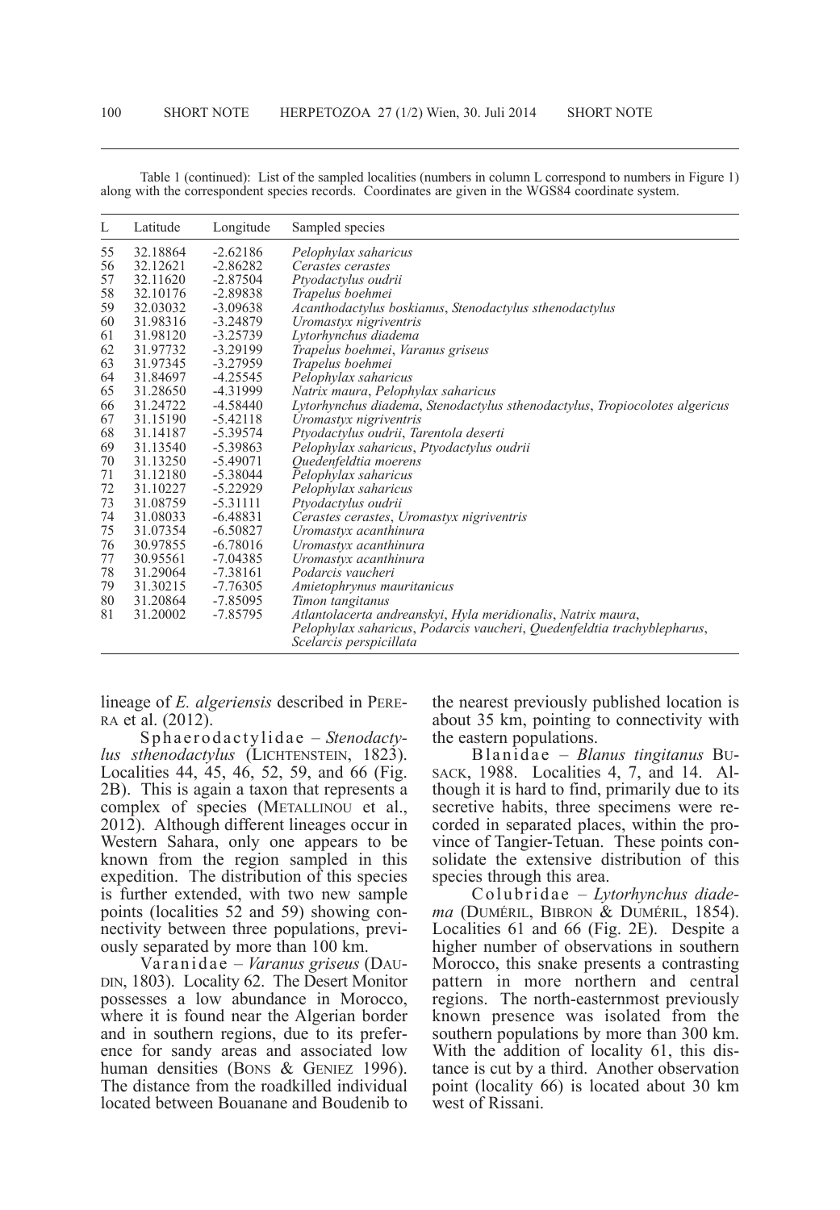Table 1 (continued): List of the sampled localities (numbers in column L correspond to numbers in Figure 1) along with the correspondent species records. Coordinates are given in the WGS84 coordinate system.

| L | Latitude | Longitude | Sampled species |
|---|---|---|---|
| 55 | 32.18864 | -2.62186 | *Pelophylax saharicus* |
| 56 | 32.12621 | -2.86282 | *Cerastes cerastes* |
| 57 | 32.11620 | -2.87504 | *Ptyodactylus oudrii* |
| 58 | 32.10176 | -2.89838 | *Trapelus boehmei* |
| 59 | 32.03032 | -3.09638 | *Acanthodactylus boskianus*, *Stenodactylus sthenodactylus* |
| 60 | 31.98316 | -3.24879 | *Uromastyx nigriventris* |
| 61 | 31.98120 | -3.25739 | *Lytorhynchus diadema* |
| 62 | 31.97732 | -3.29199 | *Trapelus boehmei*, *Varanus griseus* |
| 63 | 31.97345 | -3.27959 | *Trapelus boehmei* |
| 64 | 31.84697 | -4.25545 | *Pelophylax saharicus* |
| 65 | 31.28650 | -4.31999 | *Natrix maura*, *Pelophylax saharicus* |
| 66 | 31.24722 | -4.58440 | *Lytorhynchus diadema*, *Stenodactylus sthenodactylus*, *Tropiocolotes algericus* |
| 67 | 31.15190 | -5.42118 | *Uromastyx nigriventris* |
| 68 | 31.14187 | -5.39574 | *Ptyodactylus oudrii*, *Tarentola deserti* |
| 69 | 31.13540 | -5.39863 | *Pelophylax saharicus*, *Ptyodactylus oudrii* |
| 70 | 31.13250 | -5.49071 | *Quedenfeldtia moerens* |
| 71 | 31.12180 | -5.38044 | *Pelophylax saharicus* |
| 72 | 31.10227 | -5.22929 | *Pelophylax saharicus* |
| 73 | 31.08759 | -5.31111 | *Ptyodactylus oudrii* |
| 74 | 31.08033 | -6.48831 | *Cerastes cerastes*, *Uromastyx nigriventris* |
| 75 | 31.07354 | -6.50827 | *Uromastyx acanthinura* |
| 76 | 30.97855 | -6.78016 | *Uromastyx acanthinura* |
| 77 | 30.95561 | -7.04385 | *Uromastyx acanthinura* |
| 78 | 31.29064 | -7.38161 | *Podarcis vaucheri* |
| 79 | 31.30215 | -7.76305 | *Amietophrynus mauritanicus* |
| 80 | 31.20864 | -7.85095 | *Timon tangitanus* |
| 81 | 31.20002 | -7.85795 | *Atlantolacerta andreanskyi*, *Hyla meridionalis*, *Natrix maura*, *Pelophylax saharicus*, *Podarcis vaucheri*, *Quedenfeldtia trachyblepharus*, *Scelarcis perspicillata* |

lineage of *E. algeriensis* described in PERERA et al. (2012).

Sphaerodactylidae – *Stenodactylus sthenodactylus* (LICHTENSTEIN, 1823). Localities 44, 45, 46, 52, 59, and 66 (Fig. 2B). This is again a taxon that represents a complex of species (METALLINOU et al., 2012). Although different lineages occur in Western Sahara, only one appears to be known from the region sampled in this expedition. The distribution of this species is further extended, with two new sample points (localities 52 and 59) showing connectivity between three populations, previously separated by more than 100 km.

Varanidae – *Varanus griseus* (DAUDIN, 1803). Locality 62. The Desert Monitor possesses a low abundance in Morocco, where it is found near the Algerian border and in southern regions, due to its preference for sandy areas and associated low human densities (BONS & GENIEZ 1996). The distance from the roadkilled individual located between Bouanane and Boudenib to the nearest previously published location is about 35 km, pointing to connectivity with the eastern populations.

Blanidae – *Blanus tingitanus* BUSACK, 1988. Localities 4, 7, and 14. Although it is hard to find, primarily due to its secretive habits, three specimens were recorded in separated places, within the province of Tangier-Tetuan. These points consolidate the extensive distribution of this species through this area.

Colubridae – *Lytorhynchus diadema* (DUMÉRIL, BIBRON & DUMÉRIL, 1854). Localities 61 and 66 (Fig. 2E). Despite a higher number of observations in southern Morocco, this snake presents a contrasting pattern in more northern and central regions. The north-easternmost previously known presence was isolated from the southern populations by more than 300 km. With the addition of locality 61, this distance is cut by a third. Another observation point (locality 66) is located about 30 km west of Rissani.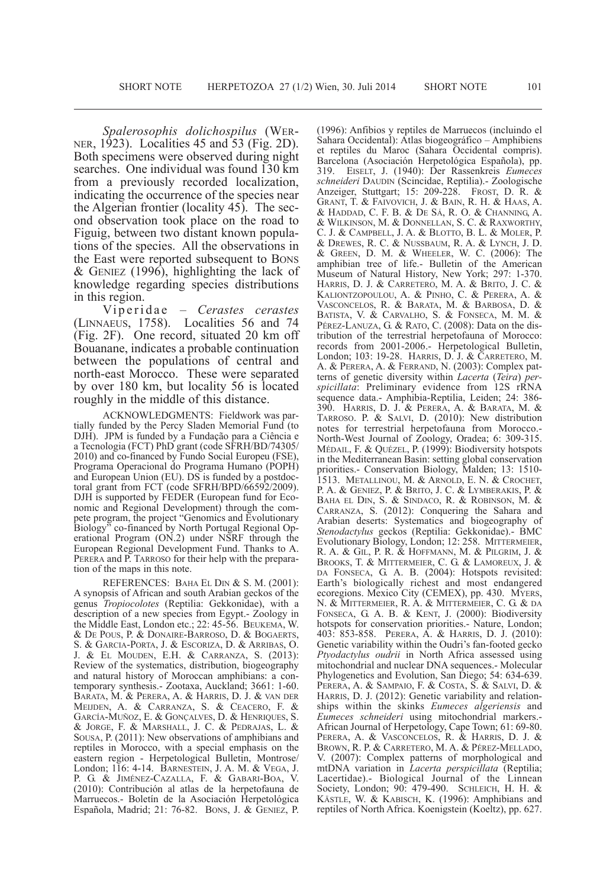*Spalerosophis dolichospilus* (WERNER, 1923). Localities 45 and 53 (Fig. 2D). Both specimens were observed during night searches. One individual was found 130 km from a previously recorded localization, indicating the occurrence of the species near the Algerian frontier (locality 45). The second observation took place on the road to Figuig, between two distant known populations of the species. All the observations in the East were reported subsequent to BONS & GENIEZ (1996), highlighting the lack of knowledge regarding species distributions in this region.

Viperidae – *Cerastes cerastes* (LINNAEUS, 1758). Localities 56 and 74 (Fig. 2F). One record, situated 20 km off Bouanane, indicates a probable continuation between the populations of central and north-east Morocco. These were separated by over 180 km, but locality 56 is located roughly in the middle of this distance.

ACKNOWLEDGMENTS: Fieldwork was partially funded by the Percy Sladen Memorial Fund (to DJH). JPM is funded by a Fundação para a Ciência e a Tecnologia (FCT) PhD grant (code SFRH/BD/74305/2010) and co-financed by Fundo Social Europeu (FSE), Programa Operacional do Programa Humano (POPH) and European Union (EU). DS is funded by a postdoctoral grant from FCT (code SFRH/BPD/66592/2009). DJH is supported by FEDER (European fund for Economic and Regional Development) through the compete program, the project "Genomics and Evolutionary Biology" co-financed by North Portugal Regional Operational Program (ON.2) under NSRF through the European Regional Development Fund. Thanks to A. PERERA and P. TARROSO for their help with the preparation of the maps in this note.

REFERENCES: BAHA EL DIN & S. M. (2001): A synopsis of African and south Arabian geckos of the genus *Tropiocolotes* (Reptilia: Gekkonidae), with a description of a new species from Egypt.- Zoology in the Middle East, London etc.; 22: 45-56. BEUKEMA, W. & DE POUS, P. & DONAIRE-BARROSO, D. & BOGAERTS, S. & GARCIA-PORTA, J. & ESCORIZA, D. & ARRIBAS, O. J. & EL MOUDEN, E.H. & CARRANZA, S. (2013): Review of the systematics, distribution, biogeography and natural history of Moroccan amphibians: a contemporary synthesis.- Zootaxa, Auckland; 3661: 1-60. BARATA, M. & PERERA, A. & HARRIS, D. J. & VAN DER MEIJDEN, A. & CARRANZA, S. & CEACERO, F. & GARCÍA-MUÑOZ, E. & GONÇALVES, D. & HENRIQUES, S. & JORGE, F. & MARSHALL, J. C. & PEDRAJAS, L. & SOUSA, P. (2011): New observations of amphibians and reptiles in Morocco, with a special emphasis on the eastern region - Herpetological Bulletin, Montrose/London; 116: 4-14. BARNESTEIN, J. A. M. & VEGA, J. P. G. & JIMÉNEZ-CAZALLA, F. & GABARI-BOA, V. (2010): Contribución al atlas de la herpetofauna de Marruecos.- Boletín de la Asociación Herpetológica Española, Madrid; 21: 76-82. BONS, J. & GENIEZ, P. (1996): Anfibios y reptiles de Marruecos (incluindo el Sahara Occidental): Atlas biogeográfico – Amphibiens et reptiles du Maroc (Sahara Occidental compris). Barcelona (Asociación Herpetológica Española), pp. 319. EISELT, J. (1940): Der Rassenkreis *Eumeces schneideri* DAUDIN (Scincidae, Reptilia).- Zoologische Anzeiger, Stuttgart; 15: 209-228. FROST, D. R. & GRANT, T. & FAIVOVICH, J. & BAIN, R. H. & HAAS, A. & HADDAD, C. F. B. & DE SÁ, R. O. & CHANNING, A. & WILKINSON, M. & DONNELLAN, S. C. & RAXWORTHY, C. J. & CAMPBELL, J. A. & BLOTTO, B. L. & MOLER, P. & DREWES, R. C. & NUSSBAUM, R. A. & LYNCH, J. D. & GREEN, D. M. & WHEELER, W. C. (2006): The amphibian tree of life.- Bulletin of the American Museum of Natural History, New York; 297: 1-370. HARRIS, D. J. & CARRETERO, M. A. & BRITO, J. C. & KALIONTZOPOULOU, A. & PINHO, C. & PERERA, A. & VASCONCELOS, R. & BARATA, M. & BARBOSA, D. & BATISTA, V. & CARVALHO, S. & FONSECA, M. M. & PÉREZ-LANUZA, G. & RATO, C. (2008): Data on the distribution of the terrestrial herpetofauna of Morocco: records from 2001-2006.- Herpetological Bulletin, London; 103: 19-28. HARRIS, D. J. & CARRETERO, M. A. & PERERA, A. & FERRAND, N. (2003): Complex patterns of genetic diversity within *Lacerta* (*Teira*) *perspicillata*: Preliminary evidence from 12S rRNA sequence data.- Amphibia-Reptilia, Leiden; 24: 386-390. HARRIS, D. J. & PERERA, A. & BARATA, M. & TARROSO. P. & SALVI, D. (2010): New distribution notes for terrestrial herpetofauna from Morocco.- North-West Journal of Zoology, Oradea; 6: 309-315. MÉDAIL, F. & QUÉZEL, P. (1999): Biodiversity hotspots in the Mediterranean Basin: setting global conservation priorities.- Conservation Biology, Malden; 13: 1510-1513. METALLINOU, M. & ARNOLD, E. N. & CROCHET, P. A. & GENIEZ, P. & BRITO, J. C. & LYMBERAKIS, P. & BAHA EL DIN, S. & SINDACO, R. & ROBINSON, M. & CARRANZA, S. (2012): Conquering the Sahara and Arabian deserts: Systematics and biogeography of *Stenodactylus* geckos (Reptilia: Gekkonidae).- BMC Evolutionary Biology, London; 12: 258. MITTERMEIER, R. A. & GIL, P. R. & HOFFMANN, M. & PILGRIM, J. & BROOKS, T. & MITTERMEIER, C. G. & LAMOREUX, J. & DA FONSECA, G. A. B. (2004): Hotspots revisited: Earth's biologically richest and most endangered ecoregions. Mexico City (CEMEX), pp. 430. MYERS, N. & MITTERMEIER, R. A. & MITTERMEIER, C. G. & DA FONSECA, G. A. B. & KENT, J. (2000): Biodiversity hotspots for conservation priorities.- Nature, London; 403: 853-858. PERERA, A. & HARRIS, D. J. (2010): Genetic variability within the Oudri's fan-footed gecko *Ptyodactylus oudrii* in North Africa assessed using mitochondrial and nuclear DNA sequences.- Molecular Phylogenetics and Evolution, San Diego; 54: 634-639. PERERA, A. & SAMPAIO, F. & COSTA, S. & SALVI, D. & HARRIS, D. J. (2012): Genetic variability and relationships within the skinks *Eumeces algeriensis* and *Eumeces schneideri* using mitochondrial markers.- African Journal of Herpetology, Cape Town; 61: 69-80. PERERA, A. & VASCONCELOS, R. & HARRIS, D. J. & BROWN, R. P. & CARRETERO, M. A. & PÉREZ-MELLADO, V. (2007): Complex patterns of morphological and mtDNA variation in *Lacerta perspicillata* (Reptilia; Lacertidae).- Biological Journal of the Linnean Society, London; 90: 479-490. SCHLEICH, H. H. & KÄSTLE, W. & KABISCH, K. (1996): Amphibians and reptiles of North Africa. Koenigstein (Koeltz), pp. 627.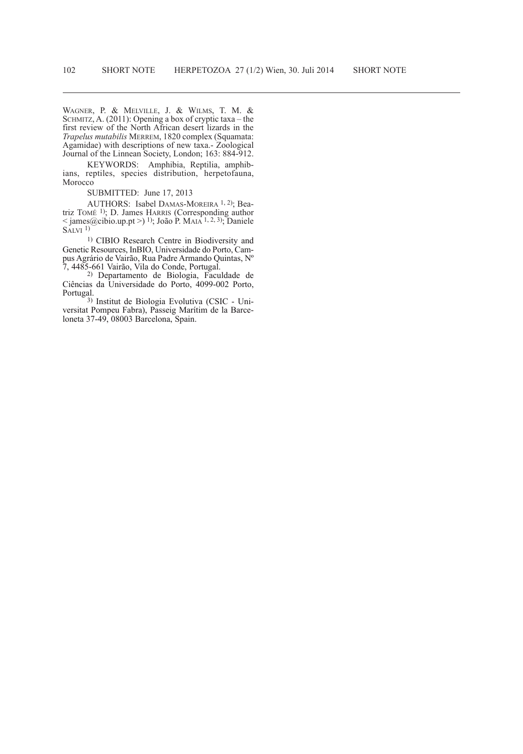WAGNER, P. & MELVILLE, J. & WILMS, T. M. & SCHMITZ, A. (2011): Opening a box of cryptic taxa – the first review of the North African desert lizards in the *Trapelus mutabilis* MERREM, 1820 complex (Squamata: Agamidae) with descriptions of new taxa.- Zoological Journal of the Linnean Society, London; 163: 884-912.

KEYWORDS: Amphibia, Reptilia, amphibians, reptiles, species distribution, herpetofauna, Morocco

SUBMITTED: June 17, 2013

AUTHORS: Isabel DAMAS-MOREIRA [1, 2]; Beatriz TOMÉ [1]; D. James HARRIS (Corresponding author < james@cibio.up.pt >) [1]; João P. MAIA [1, 2, 3]; Daniele SALVI [1]

[1] CIBIO Research Centre in Biodiversity and Genetic Resources, InBIO, Universidade do Porto, Campus Agrário de Vairão, Rua Padre Armando Quintas, Nº 7, 4485-661 Vairão, Vila do Conde, Portugal.

[2] Departamento de Biologia, Faculdade de Ciências da Universidade do Porto, 4099-002 Porto, Portugal.

[3] Institut de Biologia Evolutiva (CSIC - Universitat Pompeu Fabra), Passeig Marítim de la Barceloneta 37-49, 08003 Barcelona, Spain.